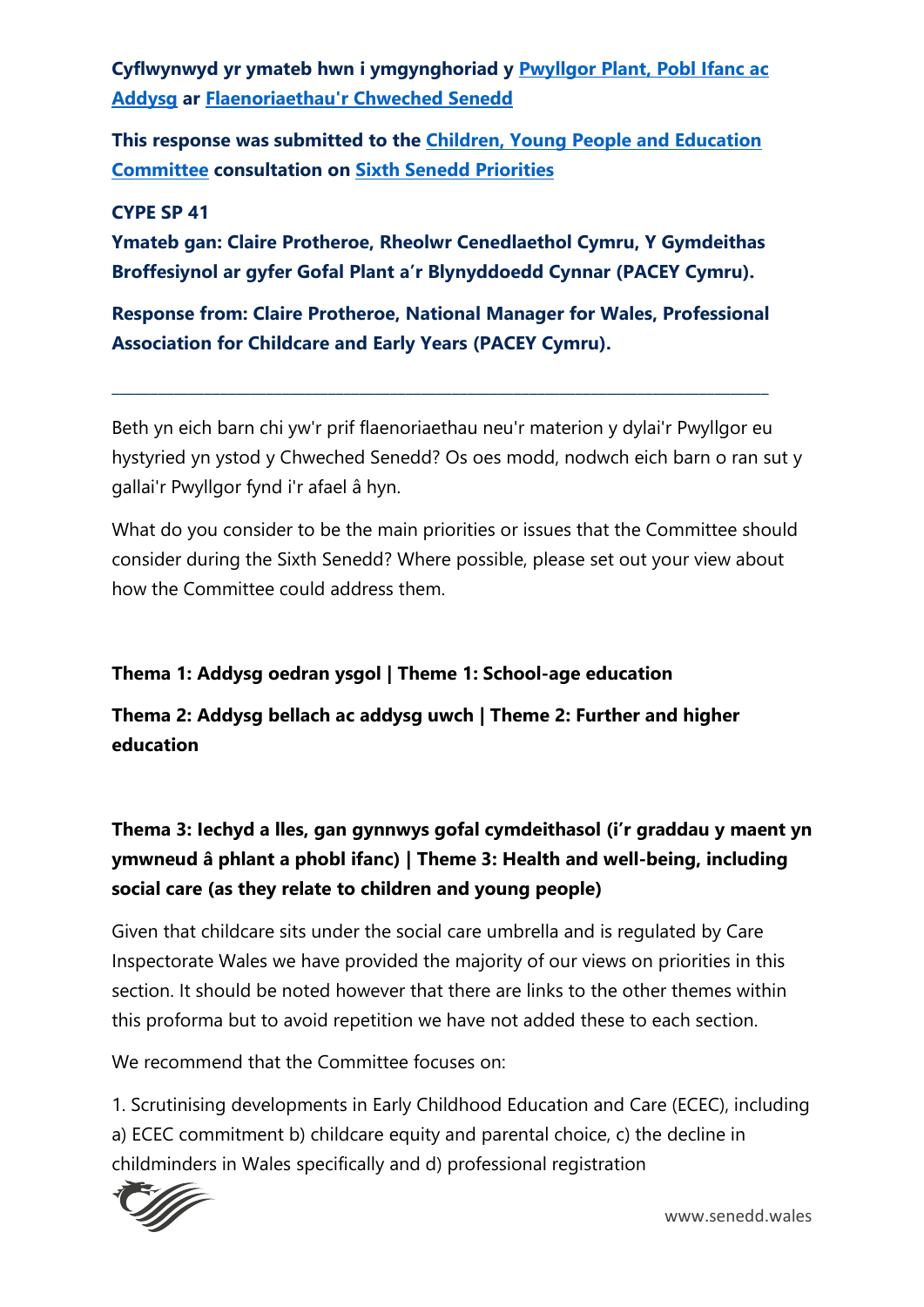**Cyflwynwyd yr ymateb hwn i ymgynghoriad y [Pwyllgor Plant, Pobl Ifanc ac Addysg](#) ar [Flaenoriaethau'r Chweched Senedd](#)**

**This response was submitted to the [Children, Young People and Education Committee](#) consultation on [Sixth Senedd Priorities](#)**

**CYPE SP 41**

**Ymateb gan: Claire Protheroe, Rheolwr Cenedlaethol Cymru, Y Gymdeithas Broffesiynol ar gyfer Gofal Plant a'r Blynyddoedd Cynnar (PACEY Cymru).**

**Response from: Claire Protheroe, National Manager for Wales, Professional Association for Childcare and Early Years (PACEY Cymru).**

---

Beth yn eich barn chi yw'r prif flaenoriaethau neu'r materion y dylai'r Pwyllgor eu hystyried yn ystod y Chweched Senedd? Os oes modd, nodwch eich barn o ran sut y gallai'r Pwyllgor fynd i'r afael â hyn.

What do you consider to be the main priorities or issues that the Committee should consider during the Sixth Senedd? Where possible, please set out your view about how the Committee could address them.

**Thema 1: Addysg oedran ysgol | Theme 1: School-age education**

**Thema 2: Addysg bellach ac addysg uwch | Theme 2: Further and higher education**

**Thema 3: Iechyd a lles, gan gynnwys gofal cymdeithasol (i'r graddau y maent yn ymwneud â phlant a phobl ifanc) | Theme 3: Health and well-being, including social care (as they relate to children and young people)**

Given that childcare sits under the social care umbrella and is regulated by Care Inspectorate Wales we have provided the majority of our views on priorities in this section. It should be noted however that there are links to the other themes within this proforma but to avoid repetition we have not added these to each section.

We recommend that the Committee focuses on:

1. Scrutinising developments in Early Childhood Education and Care (ECEC), including a) ECEC commitment b) childcare equity and parental choice, c) the decline in childminders in Wales specifically and d) professional registration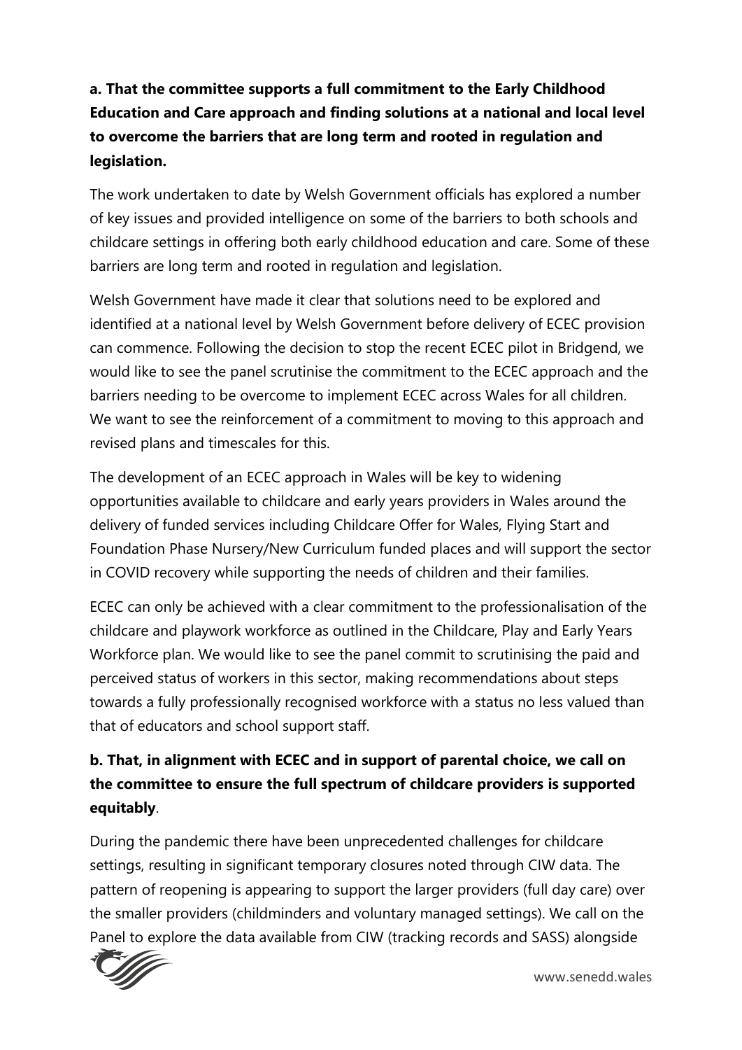**a. That the committee supports a full commitment to the Early Childhood Education and Care approach and finding solutions at a national and local level to overcome the barriers that are long term and rooted in regulation and legislation.**

The work undertaken to date by Welsh Government officials has explored a number of key issues and provided intelligence on some of the barriers to both schools and childcare settings in offering both early childhood education and care. Some of these barriers are long term and rooted in regulation and legislation.

Welsh Government have made it clear that solutions need to be explored and identified at a national level by Welsh Government before delivery of ECEC provision can commence. Following the decision to stop the recent ECEC pilot in Bridgend, we would like to see the panel scrutinise the commitment to the ECEC approach and the barriers needing to be overcome to implement ECEC across Wales for all children. We want to see the reinforcement of a commitment to moving to this approach and revised plans and timescales for this.

The development of an ECEC approach in Wales will be key to widening opportunities available to childcare and early years providers in Wales around the delivery of funded services including Childcare Offer for Wales, Flying Start and Foundation Phase Nursery/New Curriculum funded places and will support the sector in COVID recovery while supporting the needs of children and their families.

ECEC can only be achieved with a clear commitment to the professionalisation of the childcare and playwork workforce as outlined in the Childcare, Play and Early Years Workforce plan. We would like to see the panel commit to scrutinising the paid and perceived status of workers in this sector, making recommendations about steps towards a fully professionally recognised workforce with a status no less valued than that of educators and school support staff.

**b. That, in alignment with ECEC and in support of parental choice, we call on the committee to ensure the full spectrum of childcare providers is supported equitably**.

During the pandemic there have been unprecedented challenges for childcare settings, resulting in significant temporary closures noted through CIW data. The pattern of reopening is appearing to support the larger providers (full day care) over the smaller providers (childminders and voluntary managed settings). We call on the Panel to explore the data available from CIW (tracking records and SASS) alongside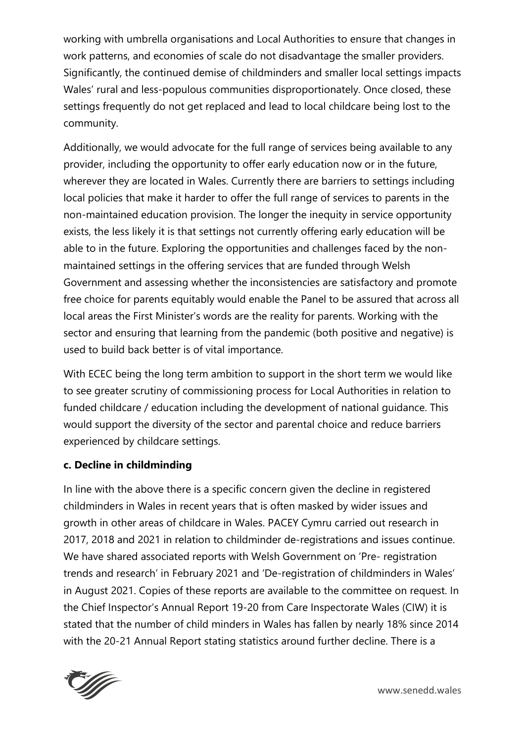working with umbrella organisations and Local Authorities to ensure that changes in work patterns, and economies of scale do not disadvantage the smaller providers. Significantly, the continued demise of childminders and smaller local settings impacts Wales' rural and less-populous communities disproportionately. Once closed, these settings frequently do not get replaced and lead to local childcare being lost to the community.

Additionally, we would advocate for the full range of services being available to any provider, including the opportunity to offer early education now or in the future, wherever they are located in Wales. Currently there are barriers to settings including local policies that make it harder to offer the full range of services to parents in the non-maintained education provision. The longer the inequity in service opportunity exists, the less likely it is that settings not currently offering early education will be able to in the future. Exploring the opportunities and challenges faced by the non-maintained settings in the offering services that are funded through Welsh Government and assessing whether the inconsistencies are satisfactory and promote free choice for parents equitably would enable the Panel to be assured that across all local areas the First Minister's words are the reality for parents. Working with the sector and ensuring that learning from the pandemic (both positive and negative) is used to build back better is of vital importance.

With ECEC being the long term ambition to support in the short term we would like to see greater scrutiny of commissioning process for Local Authorities in relation to funded childcare / education including the development of national guidance. This would support the diversity of the sector and parental choice and reduce barriers experienced by childcare settings.

**c. Decline in childminding**

In line with the above there is a specific concern given the decline in registered childminders in Wales in recent years that is often masked by wider issues and growth in other areas of childcare in Wales. PACEY Cymru carried out research in 2017, 2018 and 2021 in relation to childminder de-registrations and issues continue. We have shared associated reports with Welsh Government on 'Pre- registration trends and research' in February 2021 and 'De-registration of childminders in Wales' in August 2021. Copies of these reports are available to the committee on request. In the Chief Inspector's Annual Report 19-20 from Care Inspectorate Wales (CIW) it is stated that the number of child minders in Wales has fallen by nearly 18% since 2014 with the 20-21 Annual Report stating statistics around further decline. There is a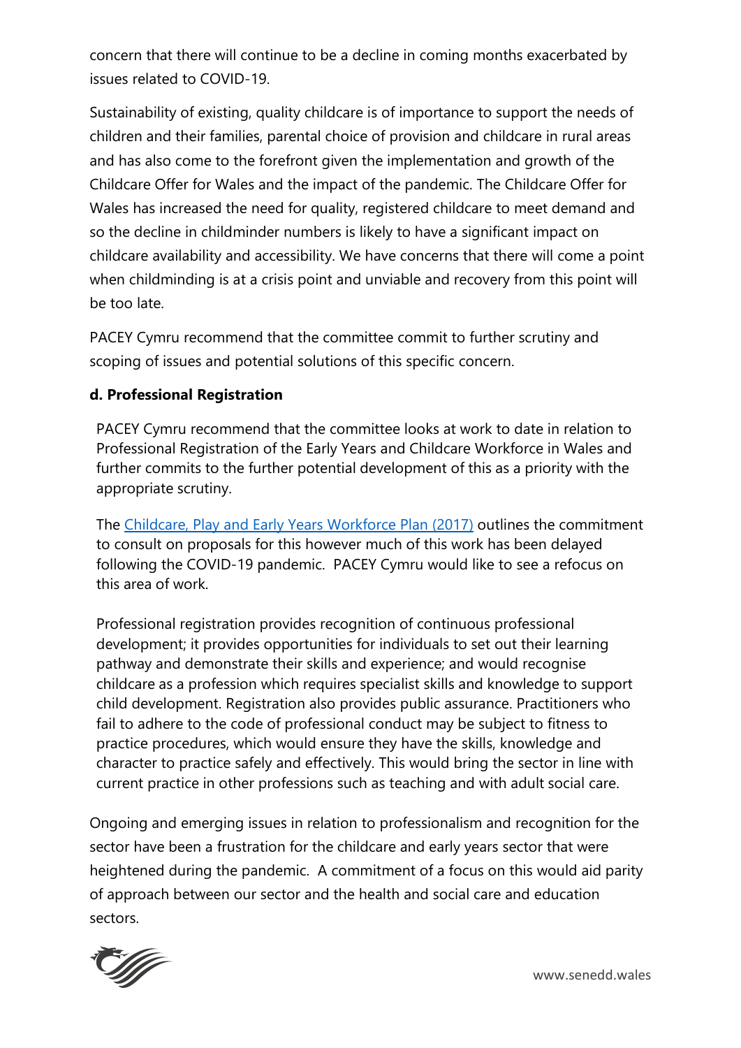concern that there will continue to be a decline in coming months exacerbated by issues related to COVID-19.

Sustainability of existing, quality childcare is of importance to support the needs of children and their families, parental choice of provision and childcare in rural areas and has also come to the forefront given the implementation and growth of the Childcare Offer for Wales and the impact of the pandemic. The Childcare Offer for Wales has increased the need for quality, registered childcare to meet demand and so the decline in childminder numbers is likely to have a significant impact on childcare availability and accessibility. We have concerns that there will come a point when childminding is at a crisis point and unviable and recovery from this point will be too late.

PACEY Cymru recommend that the committee commit to further scrutiny and scoping of issues and potential solutions of this specific concern.

**d. Professional Registration**

PACEY Cymru recommend that the committee looks at work to date in relation to Professional Registration of the Early Years and Childcare Workforce in Wales and further commits to the further potential development of this as a priority with the appropriate scrutiny.

The [Childcare, Play and Early Years Workforce Plan (2017)] outlines the commitment to consult on proposals for this however much of this work has been delayed following the COVID-19 pandemic. PACEY Cymru would like to see a refocus on this area of work.

Professional registration provides recognition of continuous professional development; it provides opportunities for individuals to set out their learning pathway and demonstrate their skills and experience; and would recognise childcare as a profession which requires specialist skills and knowledge to support child development. Registration also provides public assurance. Practitioners who fail to adhere to the code of professional conduct may be subject to fitness to practice procedures, which would ensure they have the skills, knowledge and character to practice safely and effectively. This would bring the sector in line with current practice in other professions such as teaching and with adult social care.

Ongoing and emerging issues in relation to professionalism and recognition for the sector have been a frustration for the childcare and early years sector that were heightened during the pandemic. A commitment of a focus on this would aid parity of approach between our sector and the health and social care and education sectors.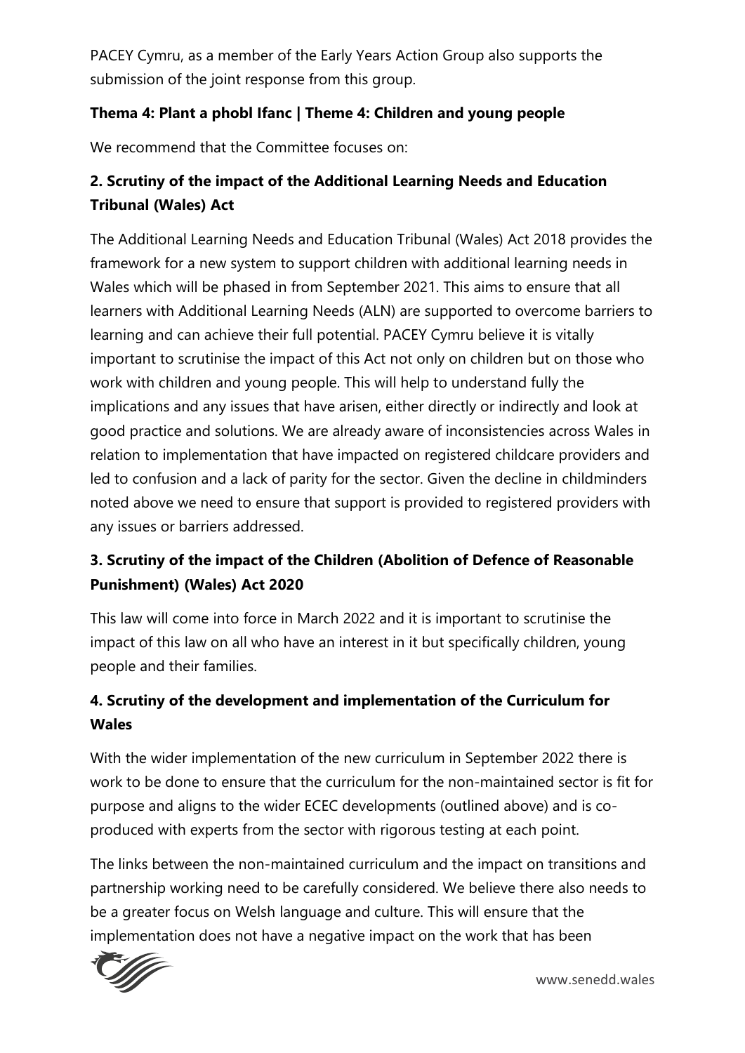PACEY Cymru, as a member of the Early Years Action Group also supports the submission of the joint response from this group.

**Thema 4: Plant a phobl Ifanc | Theme 4: Children and young people**

We recommend that the Committee focuses on:

### 2. Scrutiny of the impact of the Additional Learning Needs and Education Tribunal (Wales) Act

The Additional Learning Needs and Education Tribunal (Wales) Act 2018 provides the framework for a new system to support children with additional learning needs in Wales which will be phased in from September 2021. This aims to ensure that all learners with Additional Learning Needs (ALN) are supported to overcome barriers to learning and can achieve their full potential. PACEY Cymru believe it is vitally important to scrutinise the impact of this Act not only on children but on those who work with children and young people. This will help to understand fully the implications and any issues that have arisen, either directly or indirectly and look at good practice and solutions. We are already aware of inconsistencies across Wales in relation to implementation that have impacted on registered childcare providers and led to confusion and a lack of parity for the sector. Given the decline in childminders noted above we need to ensure that support is provided to registered providers with any issues or barriers addressed.

### 3. Scrutiny of the impact of the Children (Abolition of Defence of Reasonable Punishment) (Wales) Act 2020

This law will come into force in March 2022 and it is important to scrutinise the impact of this law on all who have an interest in it but specifically children, young people and their families.

### 4. Scrutiny of the development and implementation of the Curriculum for Wales

With the wider implementation of the new curriculum in September 2022 there is work to be done to ensure that the curriculum for the non-maintained sector is fit for purpose and aligns to the wider ECEC developments (outlined above) and is co-produced with experts from the sector with rigorous testing at each point.

The links between the non-maintained curriculum and the impact on transitions and partnership working need to be carefully considered. We believe there also needs to be a greater focus on Welsh language and culture. This will ensure that the implementation does not have a negative impact on the work that has been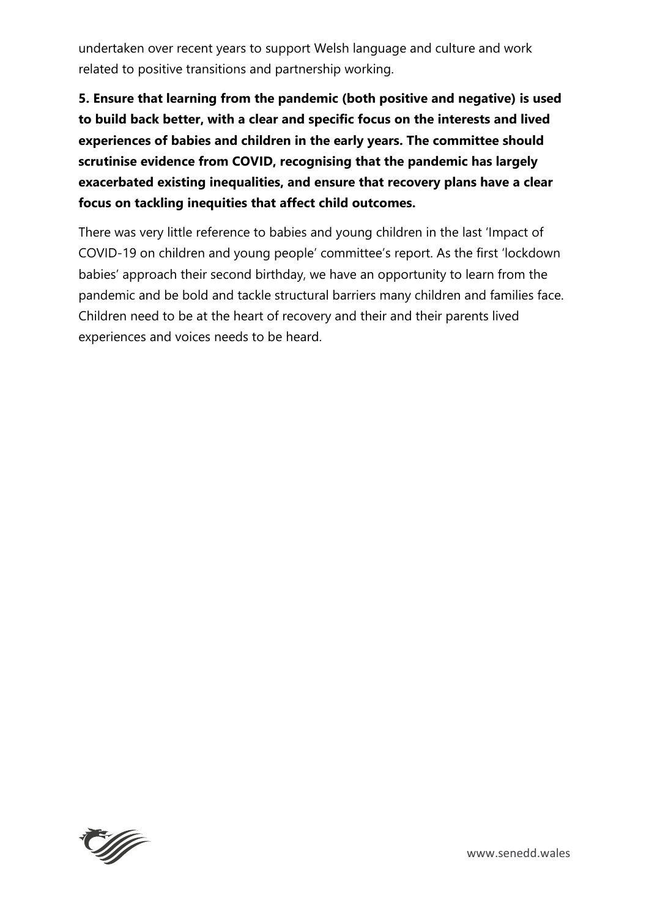undertaken over recent years to support Welsh language and culture and work related to positive transitions and partnership working.

**5. Ensure that learning from the pandemic (both positive and negative) is used to build back better, with a clear and specific focus on the interests and lived experiences of babies and children in the early years. The committee should scrutinise evidence from COVID, recognising that the pandemic has largely exacerbated existing inequalities, and ensure that recovery plans have a clear focus on tackling inequities that affect child outcomes.**

There was very little reference to babies and young children in the last 'Impact of COVID-19 on children and young people' committee's report. As the first 'lockdown babies' approach their second birthday, we have an opportunity to learn from the pandemic and be bold and tackle structural barriers many children and families face. Children need to be at the heart of recovery and their and their parents lived experiences and voices needs to be heard.